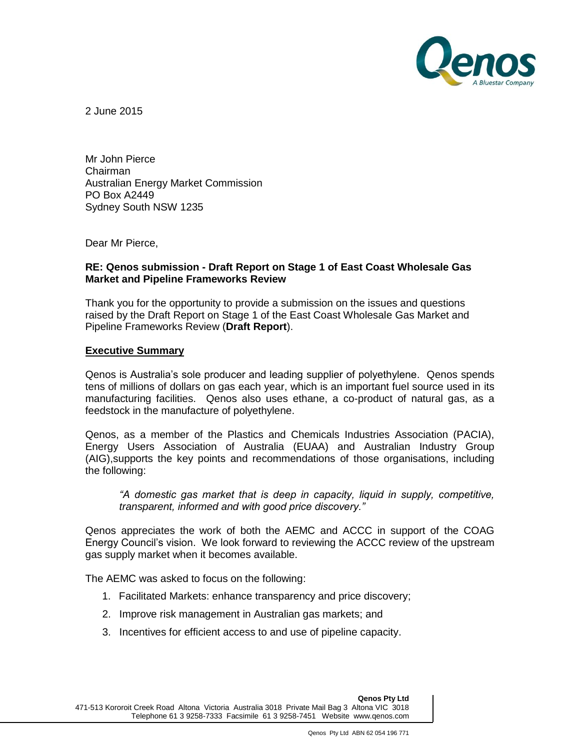2 June 2015

Mr John Pierce
Chairman
Australian Energy Market Commission
PO Box A2449
Sydney South NSW 1235

Dear Mr Pierce,

**RE: Qenos submission - Draft Report on Stage 1 of East Coast Wholesale Gas Market and Pipeline Frameworks Review**

Thank you for the opportunity to provide a submission on the issues and questions raised by the Draft Report on Stage 1 of the East Coast Wholesale Gas Market and Pipeline Frameworks Review (**Draft Report**).

## Executive Summary

Qenos is Australia's sole producer and leading supplier of polyethylene. Qenos spends tens of millions of dollars on gas each year, which is an important fuel source used in its manufacturing facilities. Qenos also uses ethane, a co-product of natural gas, as a feedstock in the manufacture of polyethylene.

Qenos, as a member of the Plastics and Chemicals Industries Association (PACIA), Energy Users Association of Australia (EUAA) and Australian Industry Group (AIG),supports the key points and recommendations of those organisations, including the following:

> *"A domestic gas market that is deep in capacity, liquid in supply, competitive, transparent, informed and with good price discovery."*

Qenos appreciates the work of both the AEMC and ACCC in support of the COAG Energy Council's vision. We look forward to reviewing the ACCC review of the upstream gas supply market when it becomes available.

The AEMC was asked to focus on the following:

1. Facilitated Markets: enhance transparency and price discovery;
2. Improve risk management in Australian gas markets; and
3. Incentives for efficient access to and use of pipeline capacity.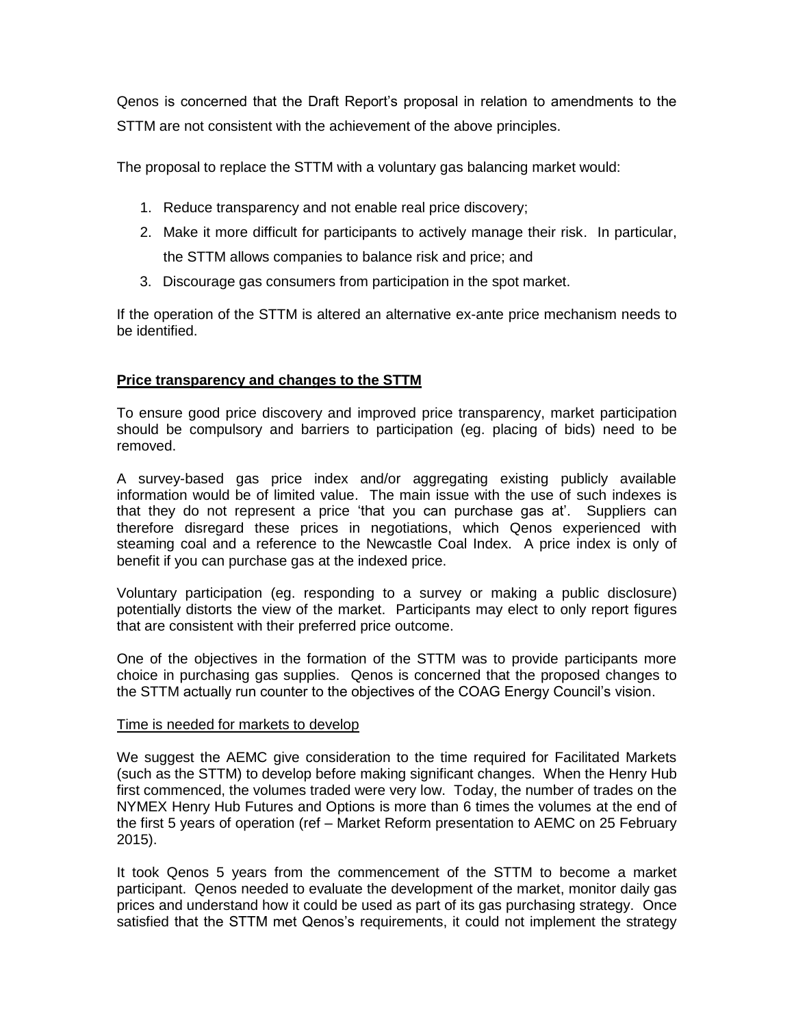Qenos is concerned that the Draft Report's proposal in relation to amendments to the STTM are not consistent with the achievement of the above principles.

The proposal to replace the STTM with a voluntary gas balancing market would:

1. Reduce transparency and not enable real price discovery;
2. Make it more difficult for participants to actively manage their risk. In particular, the STTM allows companies to balance risk and price; and
3. Discourage gas consumers from participation in the spot market.

If the operation of the STTM is altered an alternative ex-ante price mechanism needs to be identified.

## **Price transparency and changes to the STTM**

To ensure good price discovery and improved price transparency, market participation should be compulsory and barriers to participation (eg. placing of bids) need to be removed.

A survey-based gas price index and/or aggregating existing publicly available information would be of limited value. The main issue with the use of such indexes is that they do not represent a price 'that you can purchase gas at'. Suppliers can therefore disregard these prices in negotiations, which Qenos experienced with steaming coal and a reference to the Newcastle Coal Index. A price index is only of benefit if you can purchase gas at the indexed price.

Voluntary participation (eg. responding to a survey or making a public disclosure) potentially distorts the view of the market. Participants may elect to only report figures that are consistent with their preferred price outcome.

One of the objectives in the formation of the STTM was to provide participants more choice in purchasing gas supplies. Qenos is concerned that the proposed changes to the STTM actually run counter to the objectives of the COAG Energy Council's vision.

### Time is needed for markets to develop

We suggest the AEMC give consideration to the time required for Facilitated Markets (such as the STTM) to develop before making significant changes. When the Henry Hub first commenced, the volumes traded were very low. Today, the number of trades on the NYMEX Henry Hub Futures and Options is more than 6 times the volumes at the end of the first 5 years of operation (ref – Market Reform presentation to AEMC on 25 February 2015).

It took Qenos 5 years from the commencement of the STTM to become a market participant. Qenos needed to evaluate the development of the market, monitor daily gas prices and understand how it could be used as part of its gas purchasing strategy. Once satisfied that the STTM met Qenos's requirements, it could not implement the strategy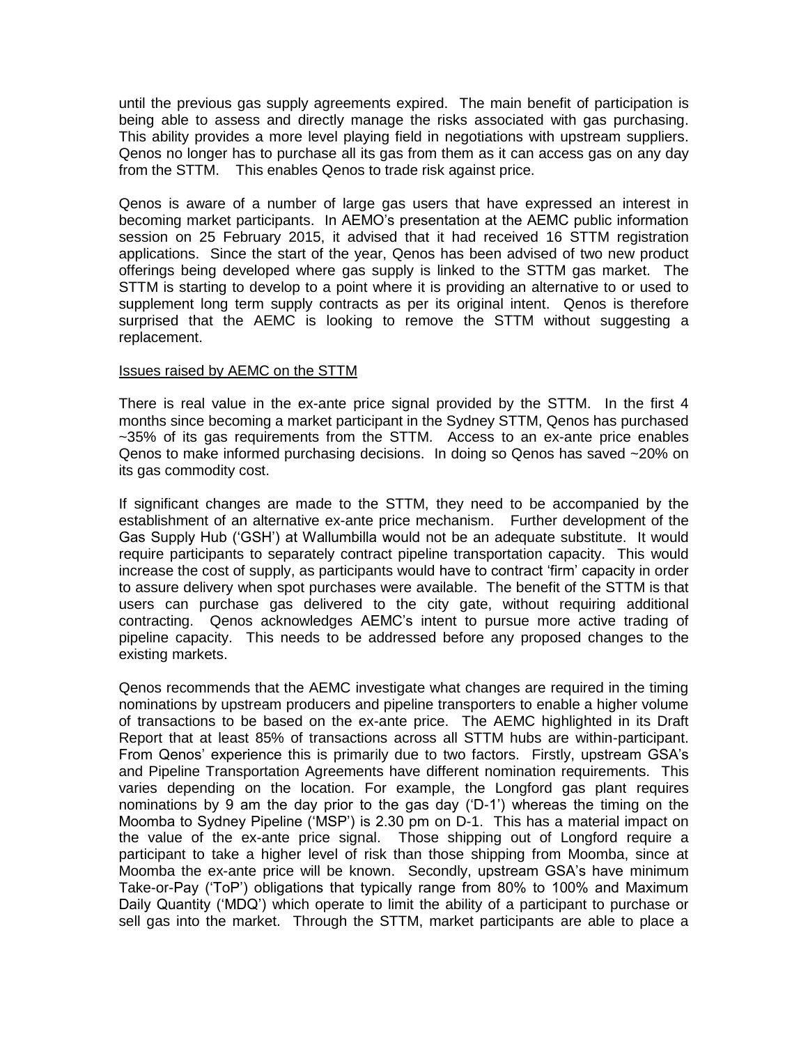until the previous gas supply agreements expired. The main benefit of participation is being able to assess and directly manage the risks associated with gas purchasing. This ability provides a more level playing field in negotiations with upstream suppliers. Qenos no longer has to purchase all its gas from them as it can access gas on any day from the STTM. This enables Qenos to trade risk against price.

Qenos is aware of a number of large gas users that have expressed an interest in becoming market participants. In AEMO's presentation at the AEMC public information session on 25 February 2015, it advised that it had received 16 STTM registration applications. Since the start of the year, Qenos has been advised of two new product offerings being developed where gas supply is linked to the STTM gas market. The STTM is starting to develop to a point where it is providing an alternative to or used to supplement long term supply contracts as per its original intent. Qenos is therefore surprised that the AEMC is looking to remove the STTM without suggesting a replacement.

<u>Issues raised by AEMC on the STTM</u>

There is real value in the ex-ante price signal provided by the STTM. In the first 4 months since becoming a market participant in the Sydney STTM, Qenos has purchased ~35% of its gas requirements from the STTM. Access to an ex-ante price enables Qenos to make informed purchasing decisions. In doing so Qenos has saved ~20% on its gas commodity cost.

If significant changes are made to the STTM, they need to be accompanied by the establishment of an alternative ex-ante price mechanism. Further development of the Gas Supply Hub ('GSH') at Wallumbilla would not be an adequate substitute. It would require participants to separately contract pipeline transportation capacity. This would increase the cost of supply, as participants would have to contract 'firm' capacity in order to assure delivery when spot purchases were available. The benefit of the STTM is that users can purchase gas delivered to the city gate, without requiring additional contracting. Qenos acknowledges AEMC's intent to pursue more active trading of pipeline capacity. This needs to be addressed before any proposed changes to the existing markets.

Qenos recommends that the AEMC investigate what changes are required in the timing nominations by upstream producers and pipeline transporters to enable a higher volume of transactions to be based on the ex-ante price. The AEMC highlighted in its Draft Report that at least 85% of transactions across all STTM hubs are within-participant. From Qenos' experience this is primarily due to two factors. Firstly, upstream GSA's and Pipeline Transportation Agreements have different nomination requirements. This varies depending on the location. For example, the Longford gas plant requires nominations by 9 am the day prior to the gas day ('D-1') whereas the timing on the Moomba to Sydney Pipeline ('MSP') is 2.30 pm on D-1. This has a material impact on the value of the ex-ante price signal. Those shipping out of Longford require a participant to take a higher level of risk than those shipping from Moomba, since at Moomba the ex-ante price will be known. Secondly, upstream GSA's have minimum Take-or-Pay ('ToP') obligations that typically range from 80% to 100% and Maximum Daily Quantity ('MDQ') which operate to limit the ability of a participant to purchase or sell gas into the market. Through the STTM, market participants are able to place a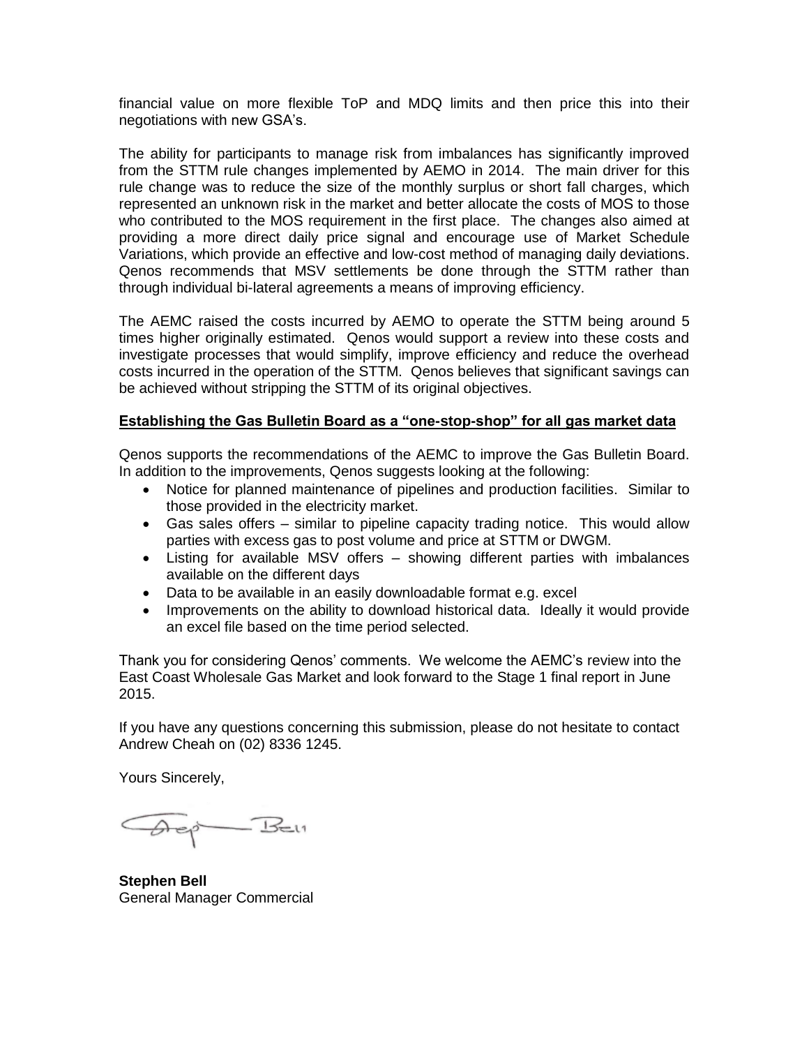financial value on more flexible ToP and MDQ limits and then price this into their negotiations with new GSA's.

The ability for participants to manage risk from imbalances has significantly improved from the STTM rule changes implemented by AEMO in 2014. The main driver for this rule change was to reduce the size of the monthly surplus or short fall charges, which represented an unknown risk in the market and better allocate the costs of MOS to those who contributed to the MOS requirement in the first place. The changes also aimed at providing a more direct daily price signal and encourage use of Market Schedule Variations, which provide an effective and low-cost method of managing daily deviations. Qenos recommends that MSV settlements be done through the STTM rather than through individual bi-lateral agreements a means of improving efficiency.

The AEMC raised the costs incurred by AEMO to operate the STTM being around 5 times higher originally estimated. Qenos would support a review into these costs and investigate processes that would simplify, improve efficiency and reduce the overhead costs incurred in the operation of the STTM. Qenos believes that significant savings can be achieved without stripping the STTM of its original objectives.

**Establishing the Gas Bulletin Board as a "one-stop-shop" for all gas market data**

Qenos supports the recommendations of the AEMC to improve the Gas Bulletin Board. In addition to the improvements, Qenos suggests looking at the following:

- Notice for planned maintenance of pipelines and production facilities. Similar to those provided in the electricity market.
- Gas sales offers – similar to pipeline capacity trading notice. This would allow parties with excess gas to post volume and price at STTM or DWGM.
- Listing for available MSV offers – showing different parties with imbalances available on the different days
- Data to be available in an easily downloadable format e.g. excel
- Improvements on the ability to download historical data. Ideally it would provide an excel file based on the time period selected.

Thank you for considering Qenos' comments. We welcome the AEMC's review into the East Coast Wholesale Gas Market and look forward to the Stage 1 final report in June 2015.

If you have any questions concerning this submission, please do not hesitate to contact Andrew Cheah on (02) 8336 1245.

Yours Sincerely,

**Stephen Bell**
General Manager Commercial